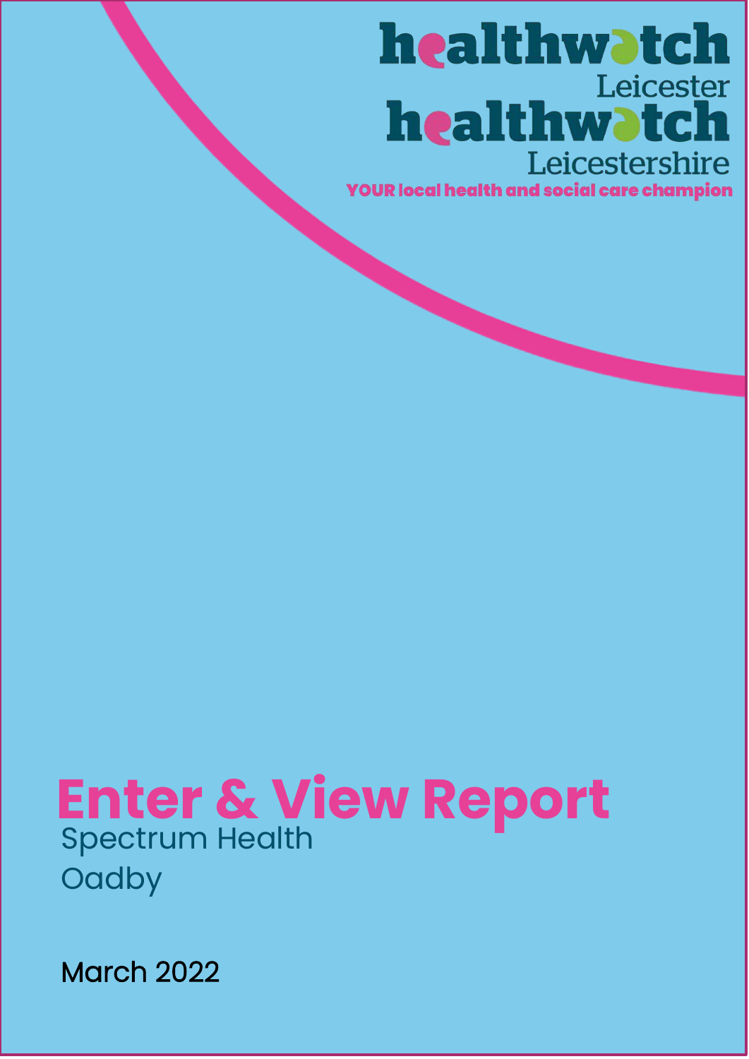healthwatch Leicester

healthwatch Leicestershire

YOUR local health and social care champion

# Enter & View Report

Spectrum Health

Oadby

March 2022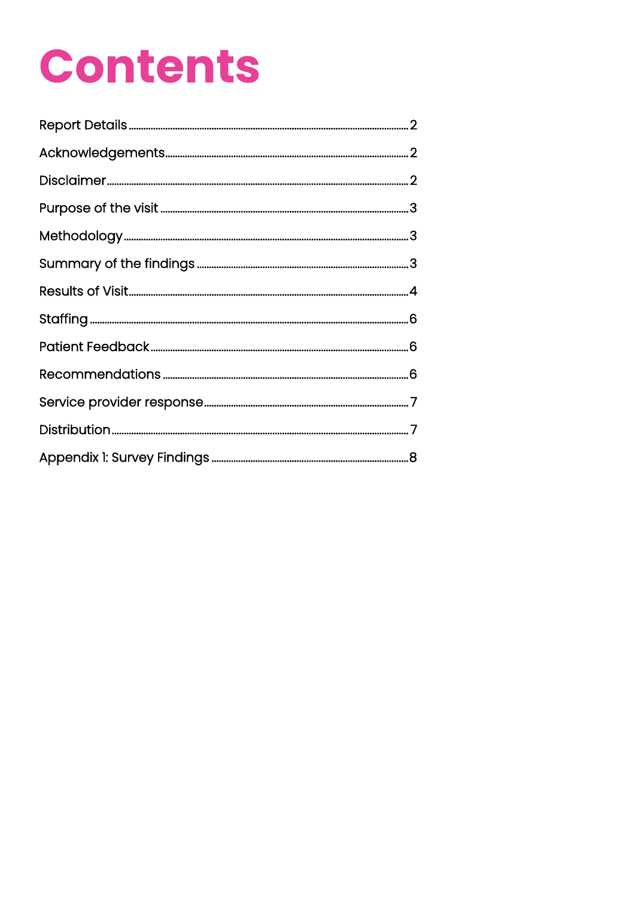# Contents

Report Details ........ 2

Acknowledgements ........ 2

Disclaimer ........ 2

Purpose of the visit ........ 3

Methodology ........ 3

Summary of the findings ........ 3

Results of Visit ........ 4

Staffing ........ 6

Patient Feedback ........ 6

Recommendations ........ 6

Service provider response ........ 7

Distribution ........ 7

Appendix 1: Survey Findings ........ 8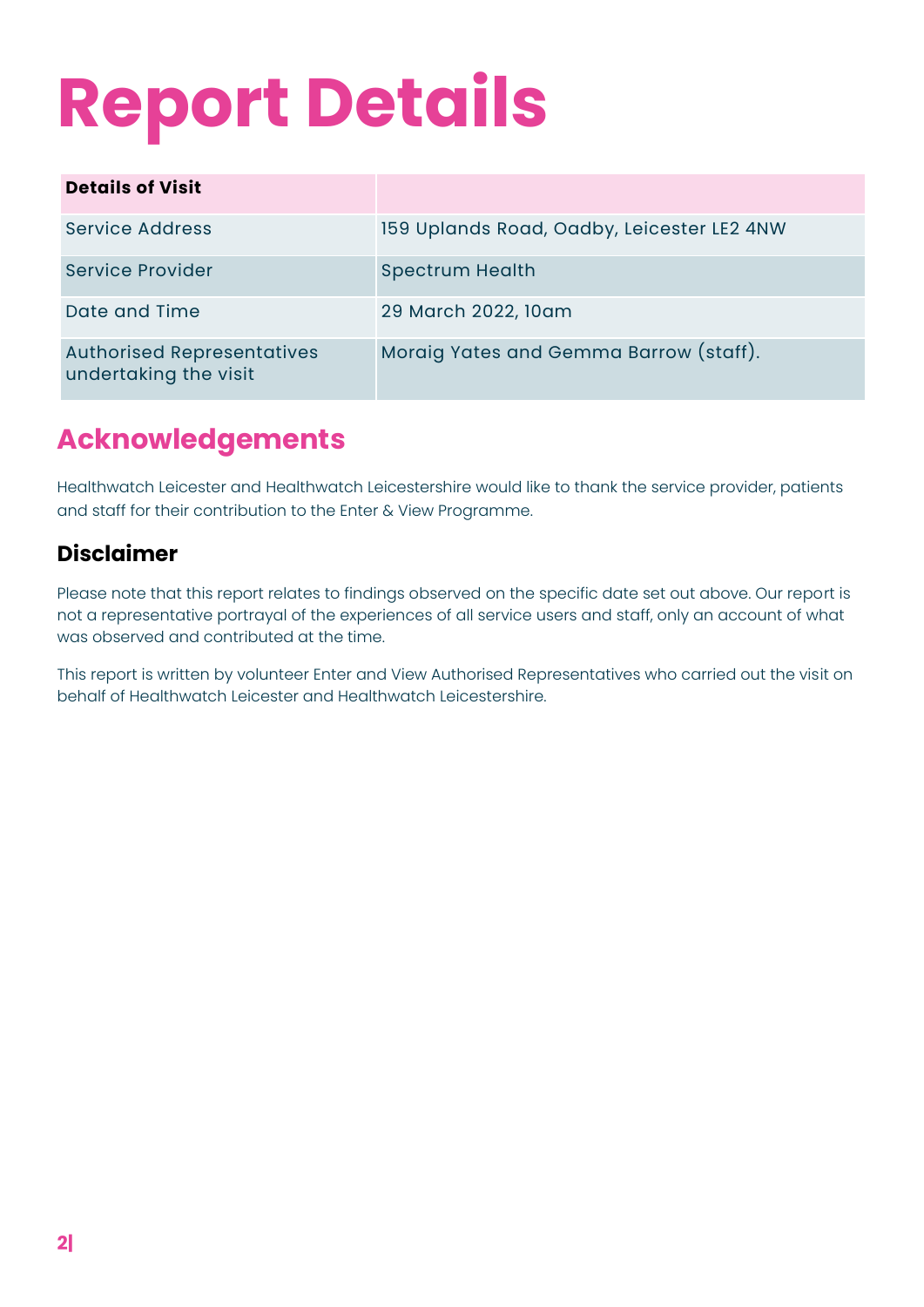# Report Details

| Details of Visit | |
|---|---|
| Service Address | 159 Uplands Road, Oadby, Leicester LE2 4NW |
| Service Provider | Spectrum Health |
| Date and Time | 29 March 2022, 10am |
| Authorised Representatives undertaking the visit | Moraig Yates and Gemma Barrow (staff). |

## Acknowledgements

Healthwatch Leicester and Healthwatch Leicestershire would like to thank the service provider, patients and staff for their contribution to the Enter & View Programme.

### Disclaimer

Please note that this report relates to findings observed on the specific date set out above. Our report is not a representative portrayal of the experiences of all service users and staff, only an account of what was observed and contributed at the time.

This report is written by volunteer Enter and View Authorised Representatives who carried out the visit on behalf of Healthwatch Leicester and Healthwatch Leicestershire.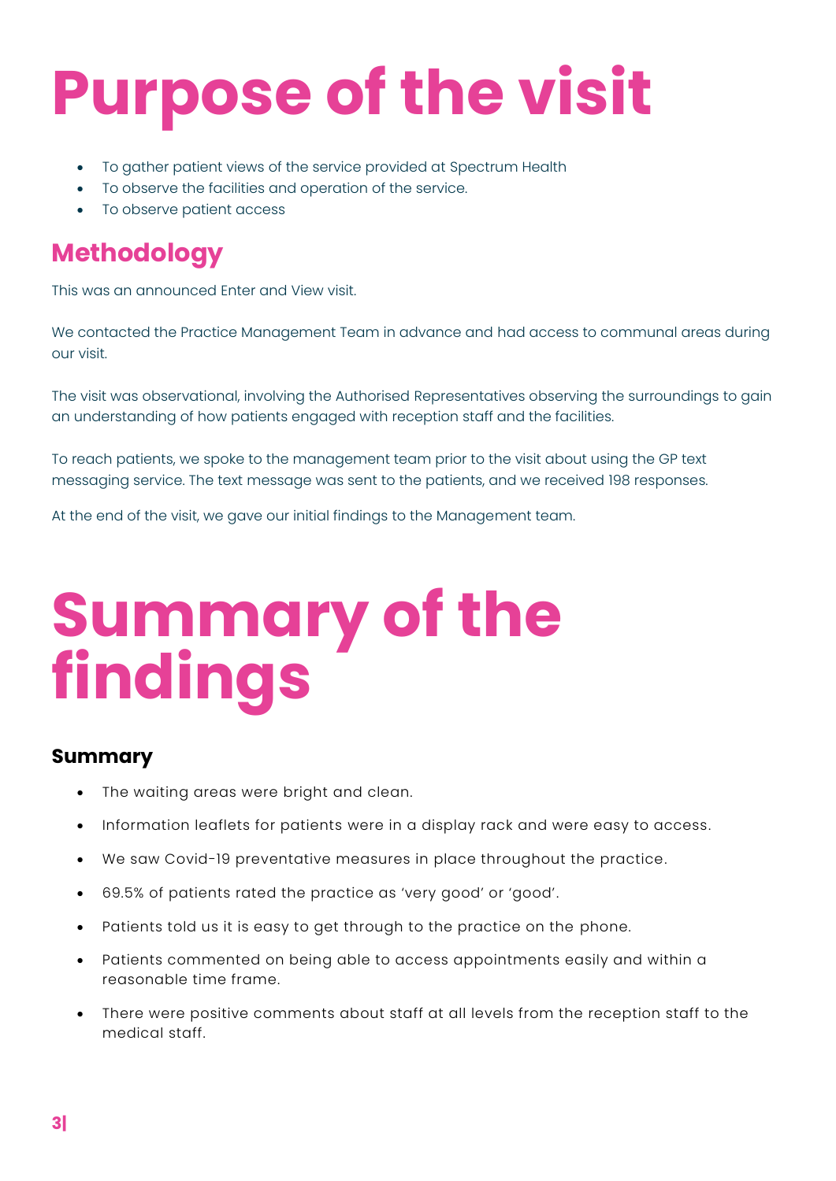# Purpose of the visit

- To gather patient views of the service provided at Spectrum Health
- To observe the facilities and operation of the service.
- To observe patient access

## Methodology

This was an announced Enter and View visit.

We contacted the Practice Management Team in advance and had access to communal areas during our visit.

The visit was observational, involving the Authorised Representatives observing the surroundings to gain an understanding of how patients engaged with reception staff and the facilities.

To reach patients, we spoke to the management team prior to the visit about using the GP text messaging service. The text message was sent to the patients, and we received 198 responses.

At the end of the visit, we gave our initial findings to the Management team.

# Summary of the findings

### Summary

- The waiting areas were bright and clean.
- Information leaflets for patients were in a display rack and were easy to access.
- We saw Covid-19 preventative measures in place throughout the practice.
- 69.5% of patients rated the practice as 'very good' or 'good'.
- Patients told us it is easy to get through to the practice on the phone.
- Patients commented on being able to access appointments easily and within a reasonable time frame.
- There were positive comments about staff at all levels from the reception staff to the medical staff.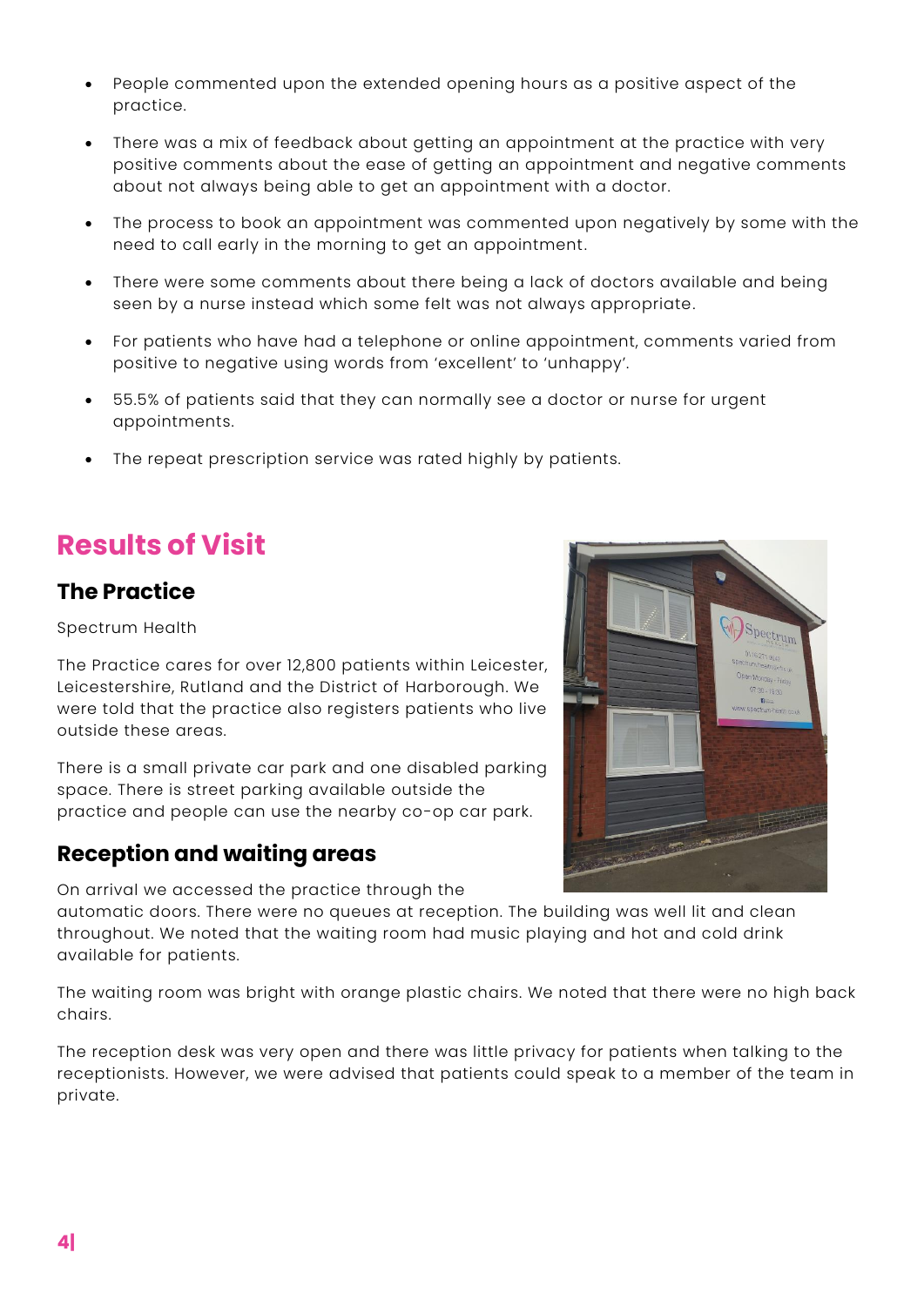- People commented upon the extended opening hours as a positive aspect of the practice.
- There was a mix of feedback about getting an appointment at the practice with very positive comments about the ease of getting an appointment and negative comments about not always being able to get an appointment with a doctor.
- The process to book an appointment was commented upon negatively by some with the need to call early in the morning to get an appointment.
- There were some comments about there being a lack of doctors available and being seen by a nurse instead which some felt was not always appropriate.
- For patients who have had a telephone or online appointment, comments varied from positive to negative using words from 'excellent' to 'unhappy'.
- 55.5% of patients said that they can normally see a doctor or nurse for urgent appointments.
- The repeat prescription service was rated highly by patients.

# Results of Visit

## The Practice

Spectrum Health

The Practice cares for over 12,800 patients within Leicester, Leicestershire, Rutland and the District of Harborough. We were told that the practice also registers patients who live outside these areas.

There is a small private car park and one disabled parking space. There is street parking available outside the practice and people can use the nearby co-op car park.

## Reception and waiting areas

On arrival we accessed the practice through the automatic doors. There were no queues at reception. The building was well lit and clean throughout. We noted that the waiting room had music playing and hot and cold drink available for patients.

The waiting room was bright with orange plastic chairs. We noted that there were no high back chairs.

The reception desk was very open and there was little privacy for patients when talking to the receptionists. However, we were advised that patients could speak to a member of the team in private.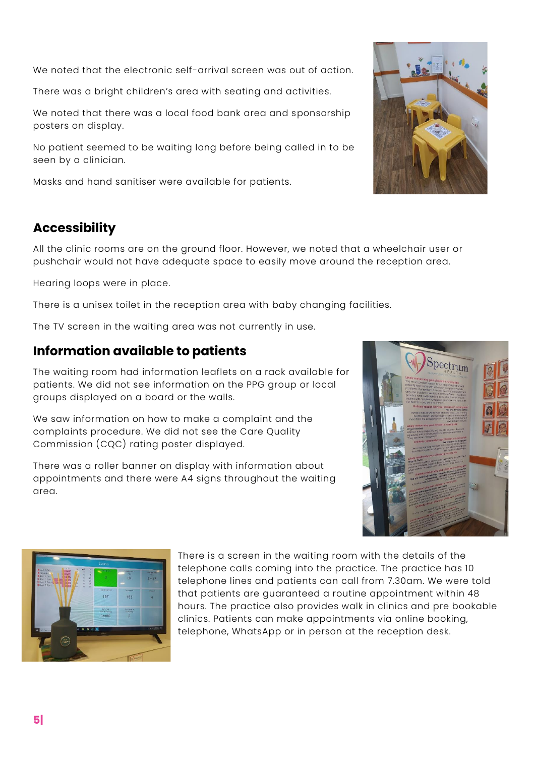We noted that the electronic self-arrival screen was out of action.

There was a bright children's area with seating and activities.

We noted that there was a local food bank area and sponsorship posters on display.

No patient seemed to be waiting long before being called in to be seen by a clinician.

Masks and hand sanitiser were available for patients.

## Accessibility

All the clinic rooms are on the ground floor. However, we noted that a wheelchair user or pushchair would not have adequate space to easily move around the reception area.

Hearing loops were in place.

There is a unisex toilet in the reception area with baby changing facilities.

The TV screen in the waiting area was not currently in use.

## Information available to patients

The waiting room had information leaflets on a rack available for patients. We did not see information on the PPG group or local groups displayed on a board or the walls.

We saw information on how to make a complaint and the complaints procedure. We did not see the Care Quality Commission (CQC) rating poster displayed.

There was a roller banner on display with information about appointments and there were A4 signs throughout the waiting area.

There is a screen in the waiting room with the details of the telephone calls coming into the practice. The practice has 10 telephone lines and patients can call from 7.30am. We were told that patients are guaranteed a routine appointment within 48 hours. The practice also provides walk in clinics and pre bookable clinics. Patients can make appointments via online booking, telephone, WhatsApp or in person at the reception desk.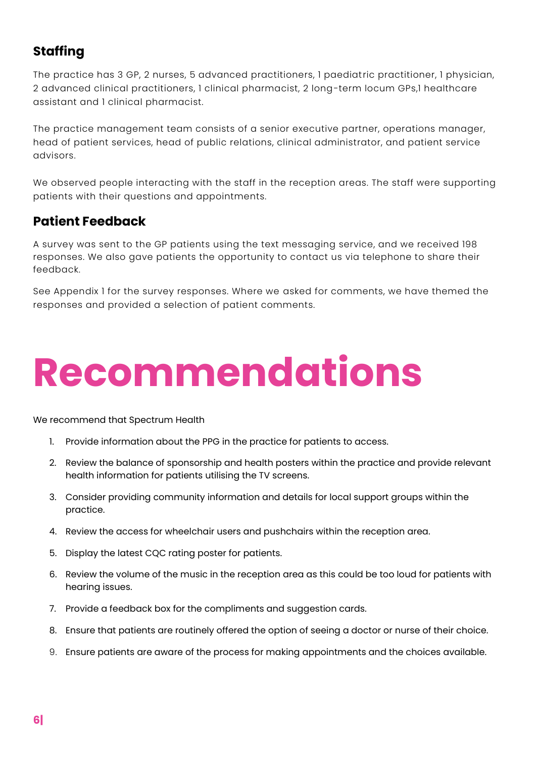## Staffing

The practice has 3 GP, 2 nurses, 5 advanced practitioners, 1 paediatric practitioner, 1 physician, 2 advanced clinical practitioners, 1 clinical pharmacist, 2 long-term locum GPs,1 healthcare assistant and 1 clinical pharmacist.

The practice management team consists of a senior executive partner, operations manager, head of patient services, head of public relations, clinical administrator, and patient service advisors.

We observed people interacting with the staff in the reception areas. The staff were supporting patients with their questions and appointments.

## Patient Feedback

A survey was sent to the GP patients using the text messaging service, and we received 198 responses. We also gave patients the opportunity to contact us via telephone to share their feedback.

See Appendix 1 for the survey responses. Where we asked for comments, we have themed the responses and provided a selection of patient comments.

# Recommendations

We recommend that Spectrum Health

1. Provide information about the PPG in the practice for patients to access.
2. Review the balance of sponsorship and health posters within the practice and provide relevant health information for patients utilising the TV screens.
3. Consider providing community information and details for local support groups within the practice.
4. Review the access for wheelchair users and pushchairs within the reception area.
5. Display the latest CQC rating poster for patients.
6. Review the volume of the music in the reception area as this could be too loud for patients with hearing issues.
7. Provide a feedback box for the compliments and suggestion cards.
8. Ensure that patients are routinely offered the option of seeing a doctor or nurse of their choice.
9. Ensure patients are aware of the process for making appointments and the choices available.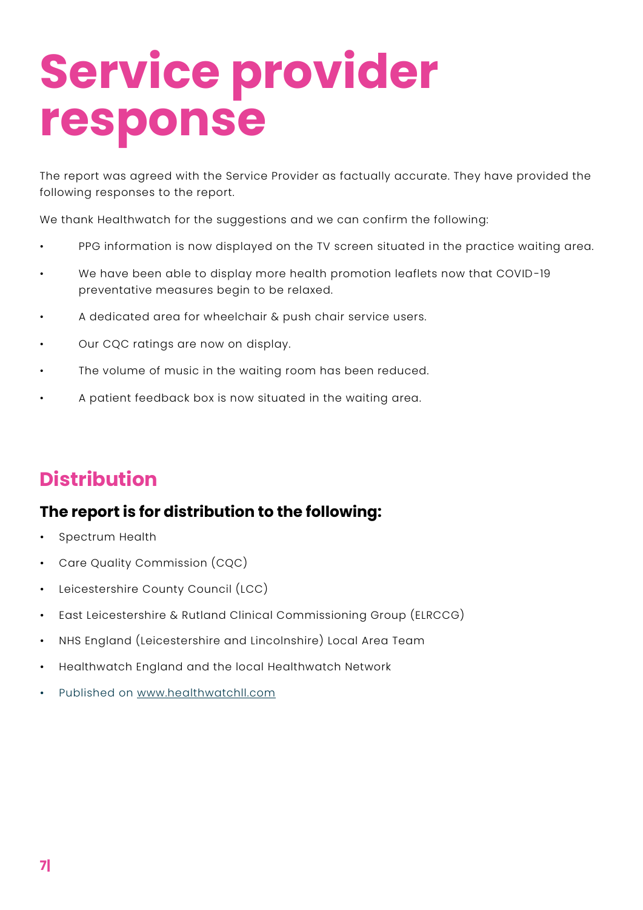# Service provider response

The report was agreed with the Service Provider as factually accurate. They have provided the following responses to the report.

We thank Healthwatch for the suggestions and we can confirm the following:

- PPG information is now displayed on the TV screen situated in the practice waiting area.
- We have been able to display more health promotion leaflets now that COVID-19 preventative measures begin to be relaxed.
- A dedicated area for wheelchair & push chair service users.
- Our CQC ratings are now on display.
- The volume of music in the waiting room has been reduced.
- A patient feedback box is now situated in the waiting area.

## Distribution

### The report is for distribution to the following:

- Spectrum Health
- Care Quality Commission (CQC)
- Leicestershire County Council (LCC)
- East Leicestershire & Rutland Clinical Commissioning Group (ELRCCG)
- NHS England (Leicestershire and Lincolnshire) Local Area Team
- Healthwatch England and the local Healthwatch Network
- Published on [www.healthwatchll.com](http://www.healthwatchll.com)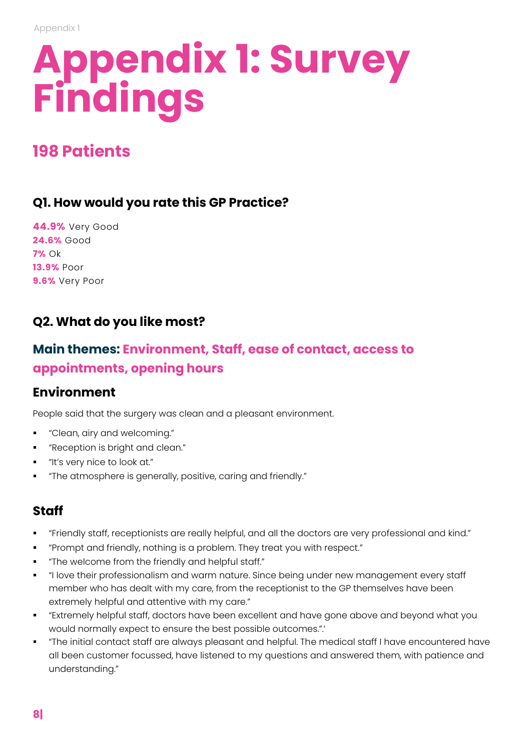# Appendix 1: Survey Findings

## 198 Patients

### Q1. How would you rate this GP Practice?

**44.9%** Very Good
**24.6%** Good
**7%** Ok
**13.9%** Poor
**9.6%** Very Poor

### Q2. What do you like most?

### Main themes: Environment, Staff, ease of contact, access to appointments, opening hours

### Environment

People said that the surgery was clean and a pleasant environment.

- "Clean, airy and welcoming."
- "Reception is bright and clean."
- "It's very nice to look at."
- "The atmosphere is generally, positive, caring and friendly."

### Staff

- "Friendly staff, receptionists are really helpful, and all the doctors are very professional and kind."
- "Prompt and friendly, nothing is a problem. They treat you with respect."
- "The welcome from the friendly and helpful staff."
- "I love their professionalism and warm nature. Since being under new management every staff member who has dealt with my care, from the receptionist to the GP themselves have been extremely helpful and attentive with my care."
- "Extremely helpful staff, doctors have been excellent and have gone above and beyond what you would normally expect to ensure the best possible outcomes.".'
- "The initial contact staff are always pleasant and helpful. The medical staff I have encountered have all been customer focussed, have listened to my questions and answered them, with patience and understanding."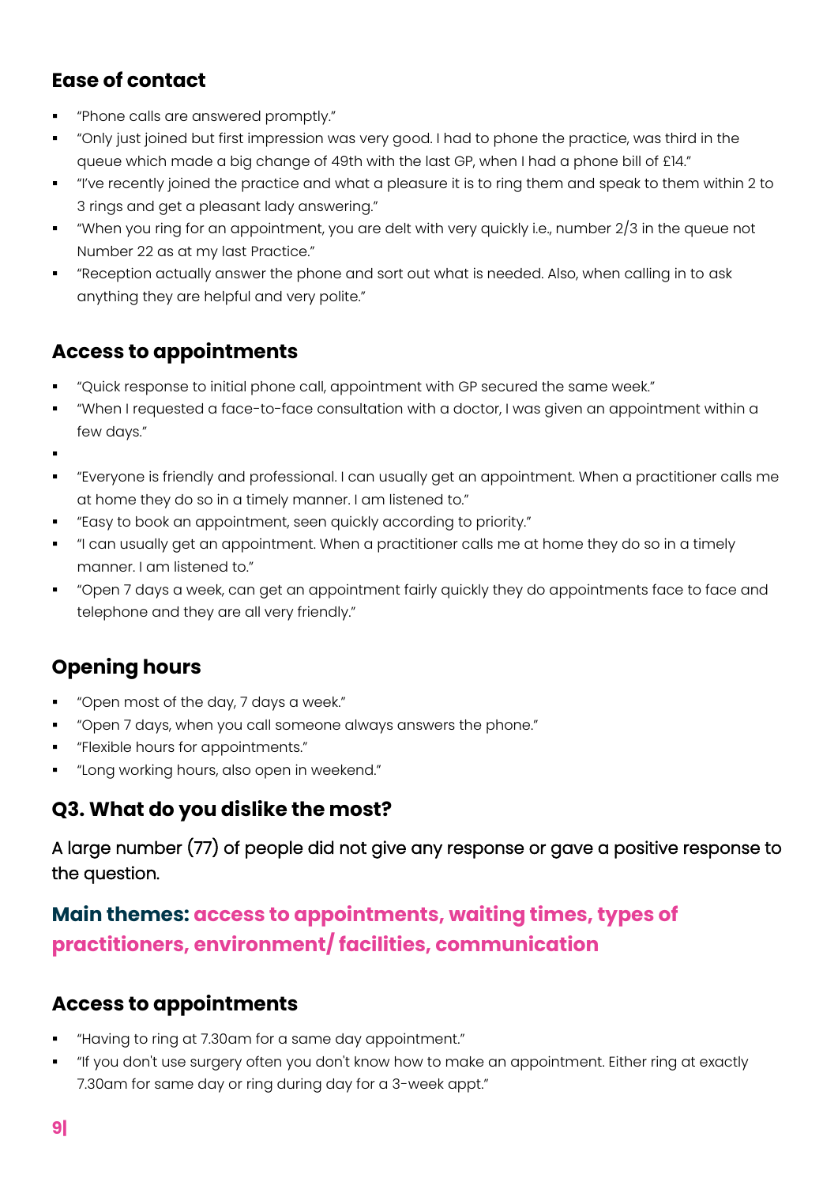### Ease of contact

- "Phone calls are answered promptly."
- "Only just joined but first impression was very good. I had to phone the practice, was third in the queue which made a big change of 49th with the last GP, when I had a phone bill of £14."
- "I've recently joined the practice and what a pleasure it is to ring them and speak to them within 2 to 3 rings and get a pleasant lady answering."
- "When you ring for an appointment, you are delt with very quickly i.e., number 2/3 in the queue not Number 22 as at my last Practice."
- "Reception actually answer the phone and sort out what is needed. Also, when calling in to ask anything they are helpful and very polite."

### Access to appointments

- "Quick response to initial phone call, appointment with GP secured the same week."
- "When I requested a face-to-face consultation with a doctor, I was given an appointment within a few days."
- 
- "Everyone is friendly and professional. I can usually get an appointment. When a practitioner calls me at home they do so in a timely manner. I am listened to."
- "Easy to book an appointment, seen quickly according to priority."
- "I can usually get an appointment. When a practitioner calls me at home they do so in a timely manner. I am listened to."
- "Open 7 days a week, can get an appointment fairly quickly they do appointments face to face and telephone and they are all very friendly."

### Opening hours

- "Open most of the day, 7 days a week."
- "Open 7 days, when you call someone always answers the phone."
- "Flexible hours for appointments."
- "Long working hours, also open in weekend."

## Q3. What do you dislike the most?

A large number (77) of people did not give any response or gave a positive response to the question.

### Main themes: access to appointments, waiting times, types of practitioners, environment/ facilities, communication

### Access to appointments

- "Having to ring at 7.30am for a same day appointment."
- "If you don't use surgery often you don't know how to make an appointment. Either ring at exactly 7.30am for same day or ring during day for a 3-week appt."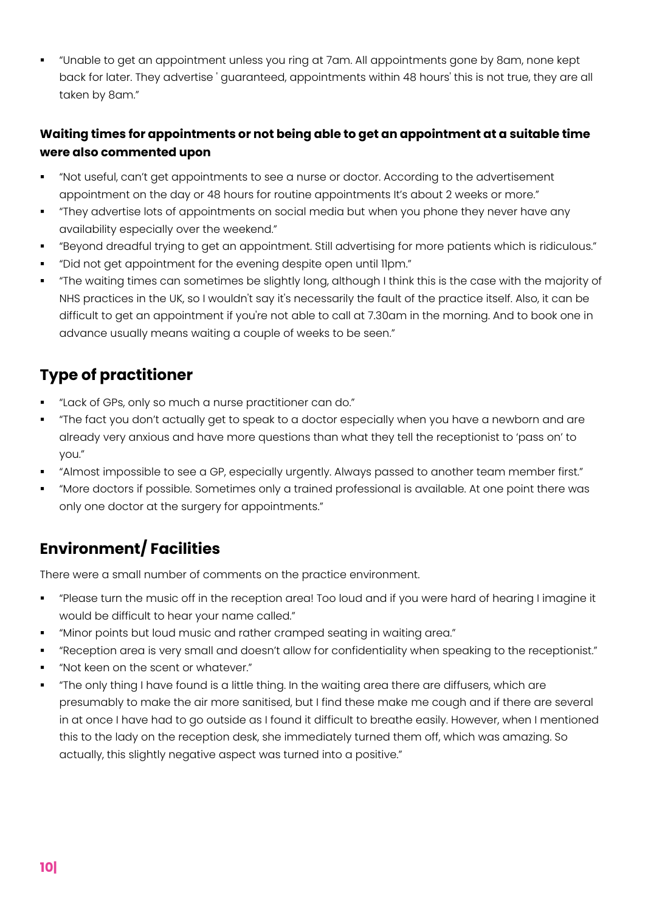- "Unable to get an appointment unless you ring at 7am. All appointments gone by 8am, none kept back for later. They advertise ' guaranteed, appointments within 48 hours' this is not true, they are all taken by 8am."

**Waiting times for appointments or not being able to get an appointment at a suitable time were also commented upon**

- "Not useful, can't get appointments to see a nurse or doctor. According to the advertisement appointment on the day or 48 hours for routine appointments It's about 2 weeks or more."
- "They advertise lots of appointments on social media but when you phone they never have any availability especially over the weekend."
- "Beyond dreadful trying to get an appointment. Still advertising for more patients which is ridiculous."
- "Did not get appointment for the evening despite open until 11pm."
- "The waiting times can sometimes be slightly long, although I think this is the case with the majority of NHS practices in the UK, so I wouldn't say it's necessarily the fault of the practice itself. Also, it can be difficult to get an appointment if you're not able to call at 7.30am in the morning. And to book one in advance usually means waiting a couple of weeks to be seen."

## Type of practitioner

- "Lack of GPs, only so much a nurse practitioner can do."
- "The fact you don't actually get to speak to a doctor especially when you have a newborn and are already very anxious and have more questions than what they tell the receptionist to 'pass on' to you."
- "Almost impossible to see a GP, especially urgently. Always passed to another team member first."
- "More doctors if possible. Sometimes only a trained professional is available. At one point there was only one doctor at the surgery for appointments."

## Environment/ Facilities

There were a small number of comments on the practice environment.

- "Please turn the music off in the reception area! Too loud and if you were hard of hearing I imagine it would be difficult to hear your name called."
- "Minor points but loud music and rather cramped seating in waiting area."
- "Reception area is very small and doesn't allow for confidentiality when speaking to the receptionist."
- "Not keen on the scent or whatever."
- "The only thing I have found is a little thing. In the waiting area there are diffusers, which are presumably to make the air more sanitised, but I find these make me cough and if there are several in at once I have had to go outside as I found it difficult to breathe easily. However, when I mentioned this to the lady on the reception desk, she immediately turned them off, which was amazing. So actually, this slightly negative aspect was turned into a positive."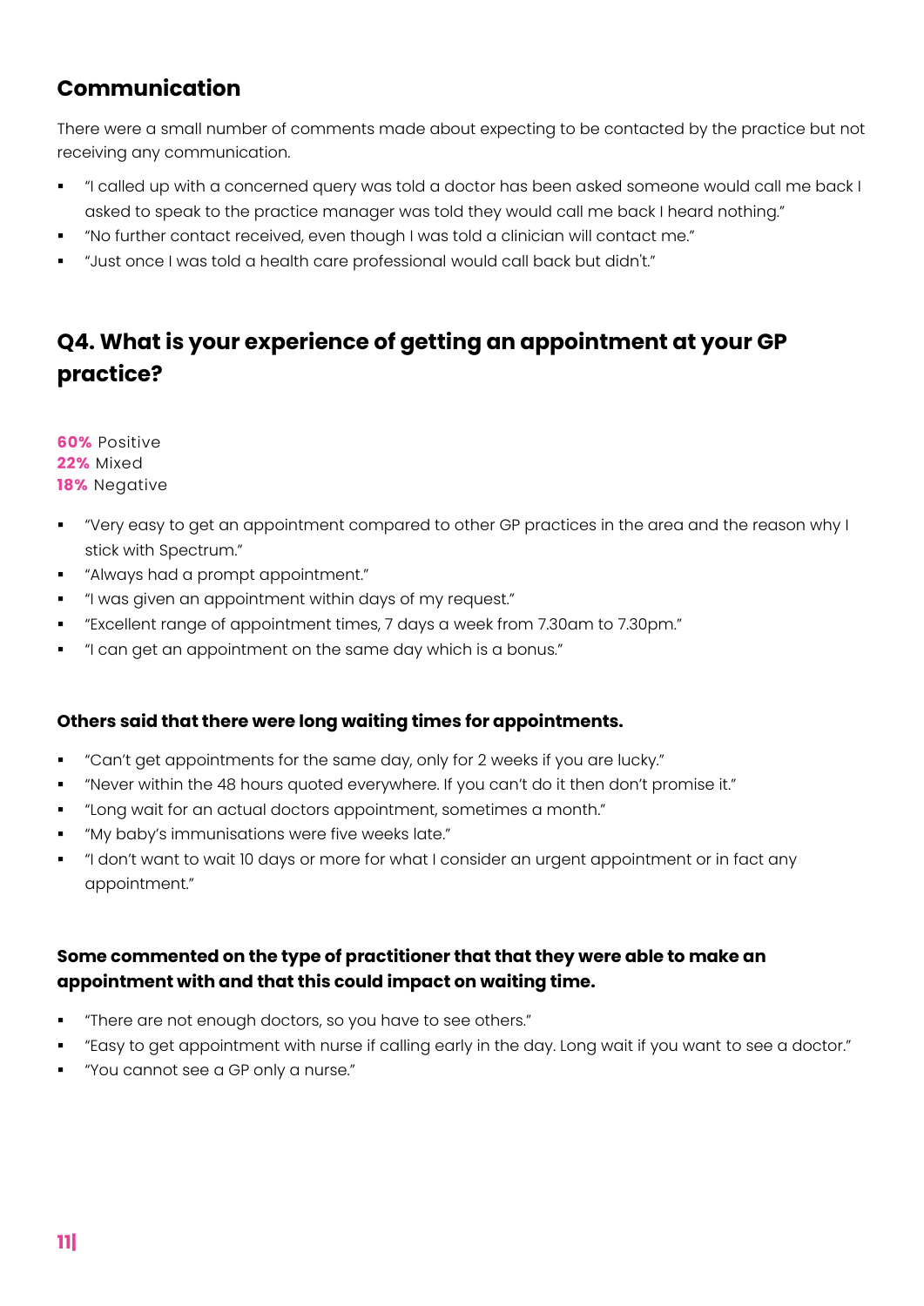## Communication

There were a small number of comments made about expecting to be contacted by the practice but not receiving any communication.

- "I called up with a concerned query was told a doctor has been asked someone would call me back I asked to speak to the practice manager was told they would call me back I heard nothing."
- "No further contact received, even though I was told a clinician will contact me."
- "Just once I was told a health care professional would call back but didn't."

## Q4. What is your experience of getting an appointment at your GP practice?

**60%** Positive
**22%** Mixed
**18%** Negative

- "Very easy to get an appointment compared to other GP practices in the area and the reason why I stick with Spectrum."
- "Always had a prompt appointment."
- "I was given an appointment within days of my request."
- "Excellent range of appointment times, 7 days a week from 7.30am to 7.30pm."
- "I can get an appointment on the same day which is a bonus."

**Others said that there were long waiting times for appointments.**

- "Can't get appointments for the same day, only for 2 weeks if you are lucky."
- "Never within the 48 hours quoted everywhere. If you can't do it then don't promise it."
- "Long wait for an actual doctors appointment, sometimes a month."
- "My baby's immunisations were five weeks late."
- "I don't want to wait 10 days or more for what I consider an urgent appointment or in fact any appointment."

**Some commented on the type of practitioner that that they were able to make an appointment with and that this could impact on waiting time.**

- "There are not enough doctors, so you have to see others."
- "Easy to get appointment with nurse if calling early in the day. Long wait if you want to see a doctor."
- "You cannot see a GP only a nurse."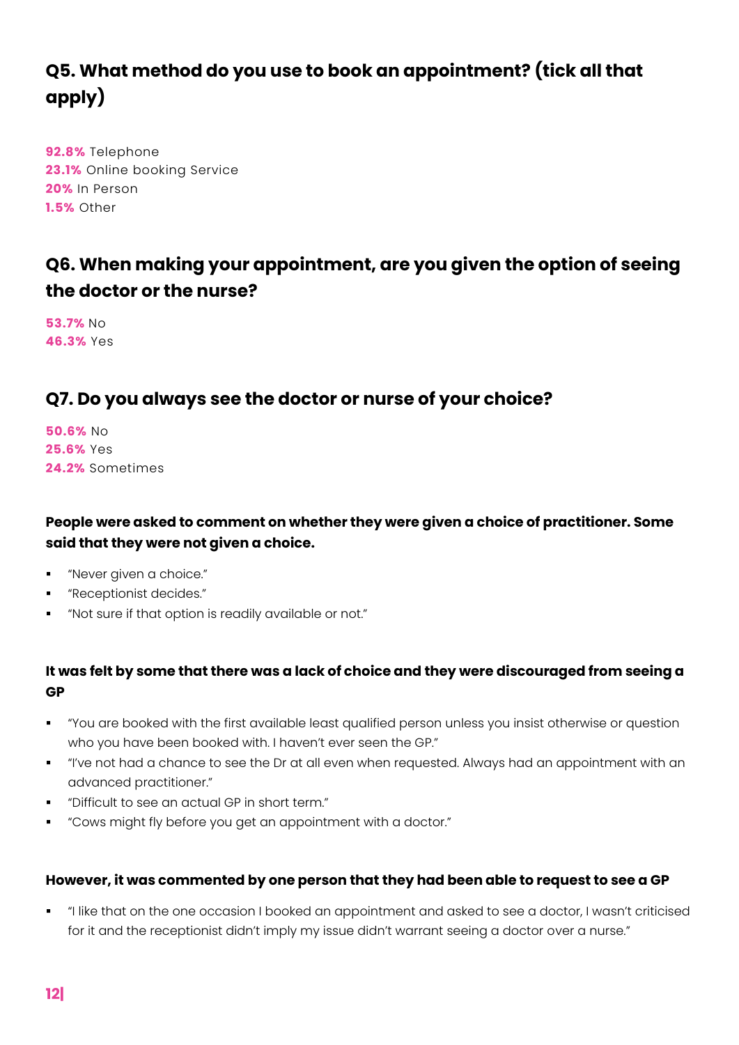## Q5. What method do you use to book an appointment? (tick all that apply)

**92.8%** Telephone
**23.1%** Online booking Service
**20%** In Person
**1.5%** Other

## Q6. When making your appointment, are you given the option of seeing the doctor or the nurse?

**53.7%** No
**46.3%** Yes

## Q7. Do you always see the doctor or nurse of your choice?

**50.6%** No
**25.6%** Yes
**24.2%** Sometimes

#### People were asked to comment on whether they were given a choice of practitioner. Some said that they were not given a choice.

- "Never given a choice."
- "Receptionist decides."
- "Not sure if that option is readily available or not."

#### It was felt by some that there was a lack of choice and they were discouraged from seeing a GP

- "You are booked with the first available least qualified person unless you insist otherwise or question who you have been booked with. I haven't ever seen the GP."
- "I've not had a chance to see the Dr at all even when requested. Always had an appointment with an advanced practitioner."
- "Difficult to see an actual GP in short term."
- "Cows might fly before you get an appointment with a doctor."

#### However, it was commented by one person that they had been able to request to see a GP

- "I like that on the one occasion I booked an appointment and asked to see a doctor, I wasn't criticised for it and the receptionist didn't imply my issue didn't warrant seeing a doctor over a nurse."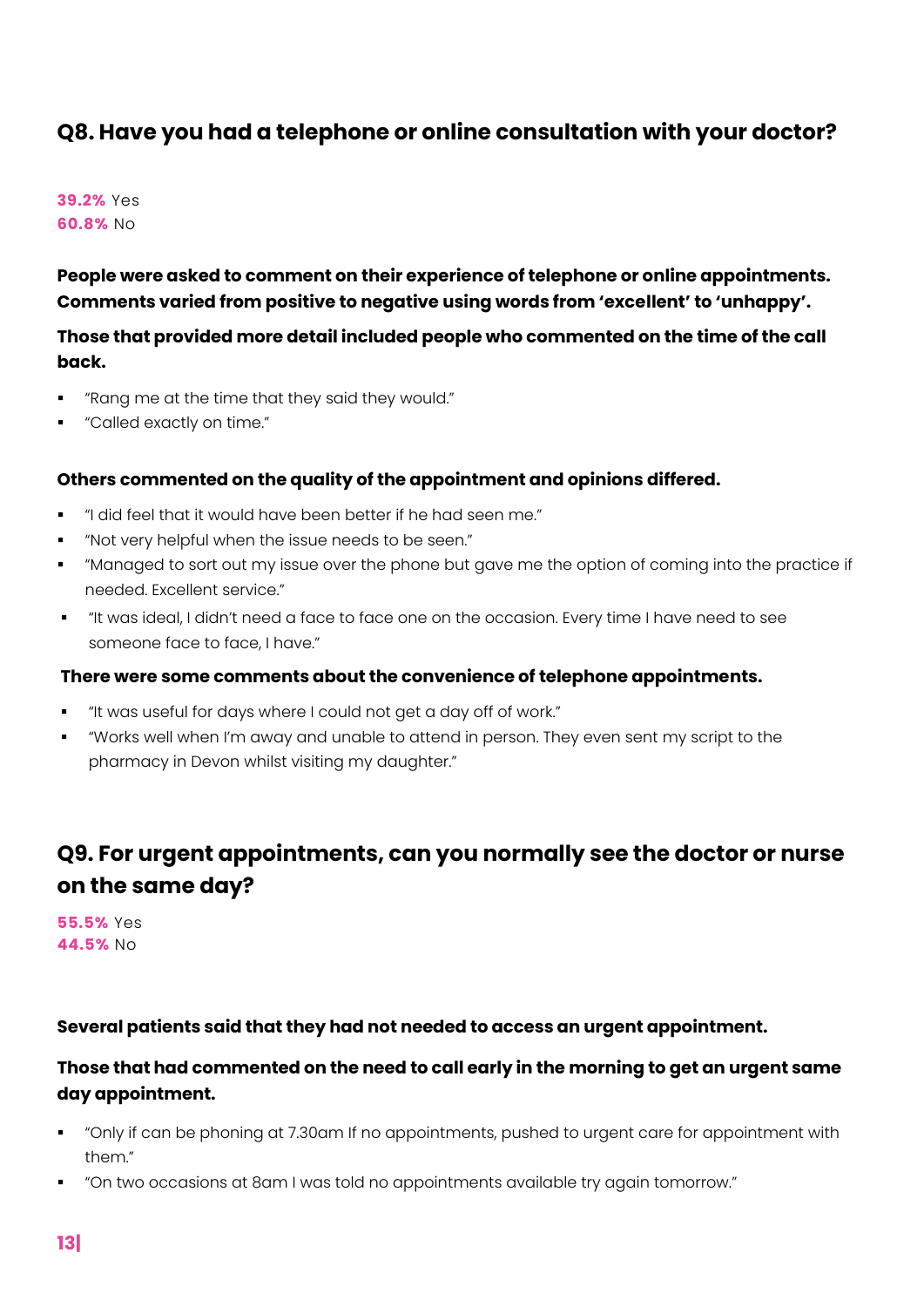## Q8. Have you had a telephone or online consultation with your doctor?

**39.2%** Yes
**60.8%** No

**People were asked to comment on their experience of telephone or online appointments. Comments varied from positive to negative using words from 'excellent' to 'unhappy'.**

**Those that provided more detail included people who commented on the time of the call back.**

- "Rang me at the time that they said they would."
- "Called exactly on time."

**Others commented on the quality of the appointment and opinions differed.**

- "I did feel that it would have been better if he had seen me."
- "Not very helpful when the issue needs to be seen."
- "Managed to sort out my issue over the phone but gave me the option of coming into the practice if needed. Excellent service."
- "It was ideal, I didn't need a face to face one on the occasion. Every time I have need to see someone face to face, I have."

**There were some comments about the convenience of telephone appointments.**

- "It was useful for days where I could not get a day off of work."
- "Works well when I'm away and unable to attend in person. They even sent my script to the pharmacy in Devon whilst visiting my daughter."

## Q9. For urgent appointments, can you normally see the doctor or nurse on the same day?

**55.5%** Yes
**44.5%** No

**Several patients said that they had not needed to access an urgent appointment.**

**Those that had commented on the need to call early in the morning to get an urgent same day appointment.**

- "Only if can be phoning at 7.30am If no appointments, pushed to urgent care for appointment with them."
- "On two occasions at 8am I was told no appointments available try again tomorrow."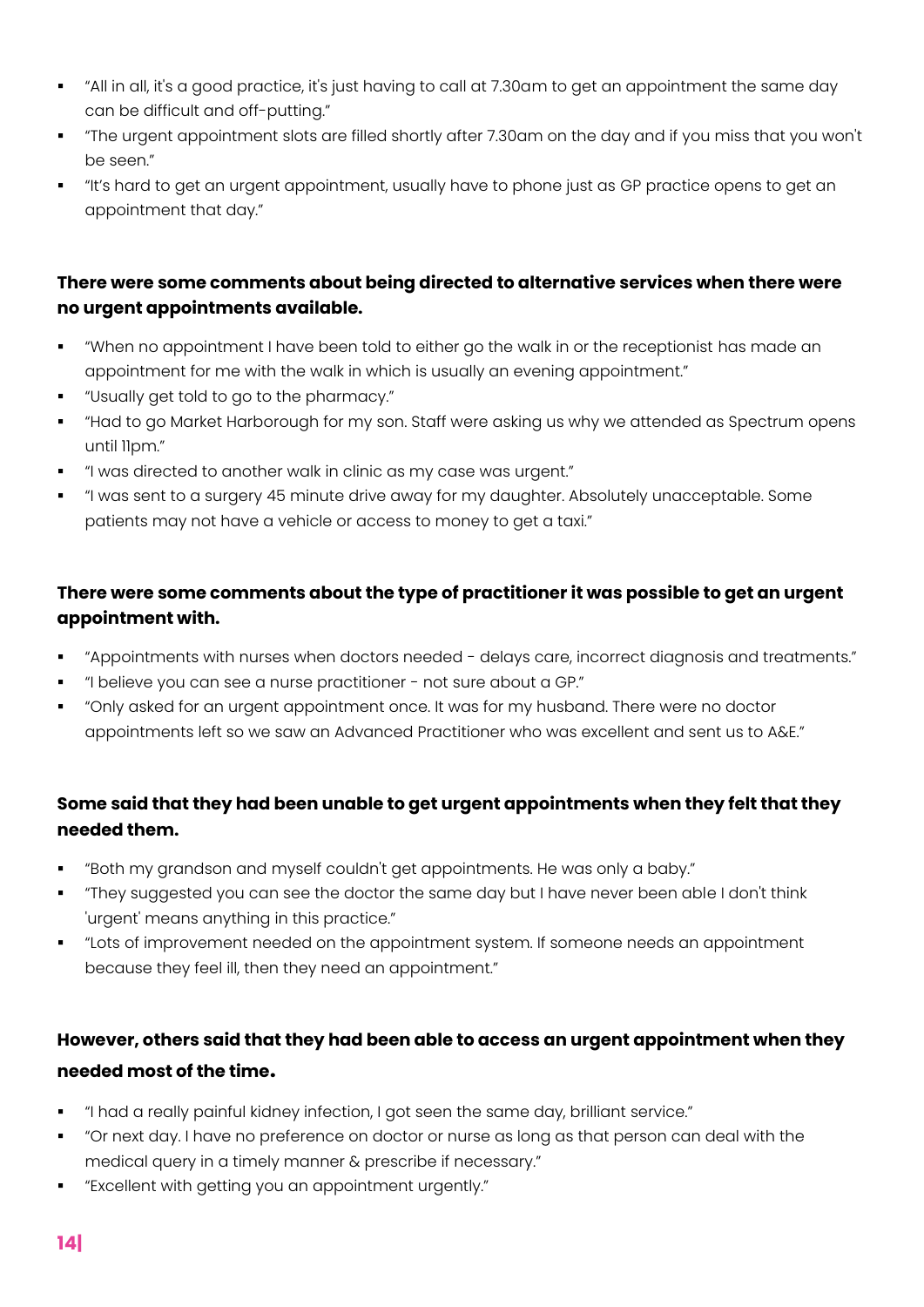- "All in all, it's a good practice, it's just having to call at 7.30am to get an appointment the same day can be difficult and off-putting."
- "The urgent appointment slots are filled shortly after 7.30am on the day and if you miss that you won't be seen."
- "It's hard to get an urgent appointment, usually have to phone just as GP practice opens to get an appointment that day."

**There were some comments about being directed to alternative services when there were no urgent appointments available.**

- "When no appointment I have been told to either go the walk in or the receptionist has made an appointment for me with the walk in which is usually an evening appointment."
- "Usually get told to go to the pharmacy."
- "Had to go Market Harborough for my son. Staff were asking us why we attended as Spectrum opens until 11pm."
- "I was directed to another walk in clinic as my case was urgent."
- "I was sent to a surgery 45 minute drive away for my daughter. Absolutely unacceptable. Some patients may not have a vehicle or access to money to get a taxi."

**There were some comments about the type of practitioner it was possible to get an urgent appointment with.**

- "Appointments with nurses when doctors needed - delays care, incorrect diagnosis and treatments."
- "I believe you can see a nurse practitioner - not sure about a GP."
- "Only asked for an urgent appointment once. It was for my husband. There were no doctor appointments left so we saw an Advanced Practitioner who was excellent and sent us to A&E."

**Some said that they had been unable to get urgent appointments when they felt that they needed them.**

- "Both my grandson and myself couldn't get appointments. He was only a baby."
- "They suggested you can see the doctor the same day but I have never been able I don't think 'urgent' means anything in this practice."
- "Lots of improvement needed on the appointment system. If someone needs an appointment because they feel ill, then they need an appointment."

**However, others said that they had been able to access an urgent appointment when they needed most of the time.**

- "I had a really painful kidney infection, I got seen the same day, brilliant service."
- "Or next day. I have no preference on doctor or nurse as long as that person can deal with the medical query in a timely manner & prescribe if necessary."
- "Excellent with getting you an appointment urgently."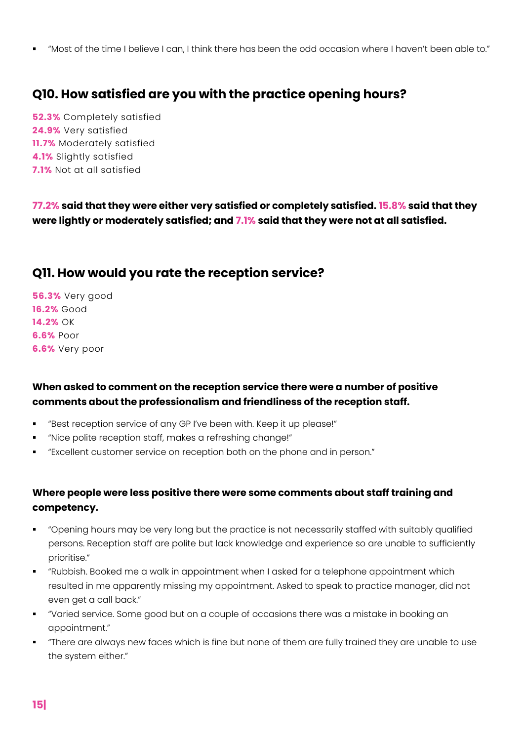- "Most of the time I believe I can, I think there has been the odd occasion where I haven't been able to."

## Q10. How satisfied are you with the practice opening hours?

**52.3%** Completely satisfied
**24.9%** Very satisfied
**11.7%** Moderately satisfied
**4.1%** Slightly satisfied
**7.1%** Not at all satisfied

**77.2% said that they were either very satisfied or completely satisfied. 15.8% said that they were lightly or moderately satisfied; and 7.1% said that they were not at all satisfied.**

## Q11. How would you rate the reception service?

**56.3%** Very good
**16.2%** Good
**14.2%** OK
**6.6%** Poor
**6.6%** Very poor

**When asked to comment on the reception service there were a number of positive comments about the professionalism and friendliness of the reception staff.**

- "Best reception service of any GP I've been with. Keep it up please!"
- "Nice polite reception staff, makes a refreshing change!"
- "Excellent customer service on reception both on the phone and in person."

**Where people were less positive there were some comments about staff training and competency.**

- "Opening hours may be very long but the practice is not necessarily staffed with suitably qualified persons. Reception staff are polite but lack knowledge and experience so are unable to sufficiently prioritise."
- "Rubbish. Booked me a walk in appointment when I asked for a telephone appointment which resulted in me apparently missing my appointment. Asked to speak to practice manager, did not even get a call back."
- "Varied service. Some good but on a couple of occasions there was a mistake in booking an appointment."
- "There are always new faces which is fine but none of them are fully trained they are unable to use the system either."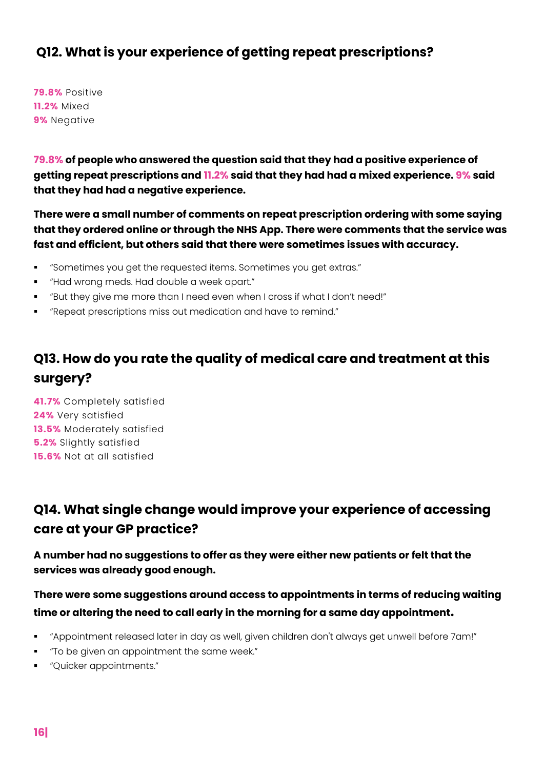## Q12. What is your experience of getting repeat prescriptions?

**79.8%** Positive
**11.2%** Mixed
**9%** Negative

**79.8% of people who answered the question said that they had a positive experience of getting repeat prescriptions and 11.2% said that they had had a mixed experience. 9% said that they had had a negative experience.**

**There were a small number of comments on repeat prescription ordering with some saying that they ordered online or through the NHS App. There were comments that the service was fast and efficient, but others said that there were sometimes issues with accuracy.**

- "Sometimes you get the requested items. Sometimes you get extras."
- "Had wrong meds. Had double a week apart."
- "But they give me more than I need even when I cross if what I don't need!"
- "Repeat prescriptions miss out medication and have to remind."

## Q13. How do you rate the quality of medical care and treatment at this surgery?

**41.7%** Completely satisfied
**24%** Very satisfied
**13.5%** Moderately satisfied
**5.2%** Slightly satisfied
**15.6%** Not at all satisfied

## Q14. What single change would improve your experience of accessing care at your GP practice?

**A number had no suggestions to offer as they were either new patients or felt that the services was already good enough.**

**There were some suggestions around access to appointments in terms of reducing waiting time or altering the need to call early in the morning for a same day appointment.**

- "Appointment released later in day as well, given children don't always get unwell before 7am!"
- "To be given an appointment the same week."
- "Quicker appointments."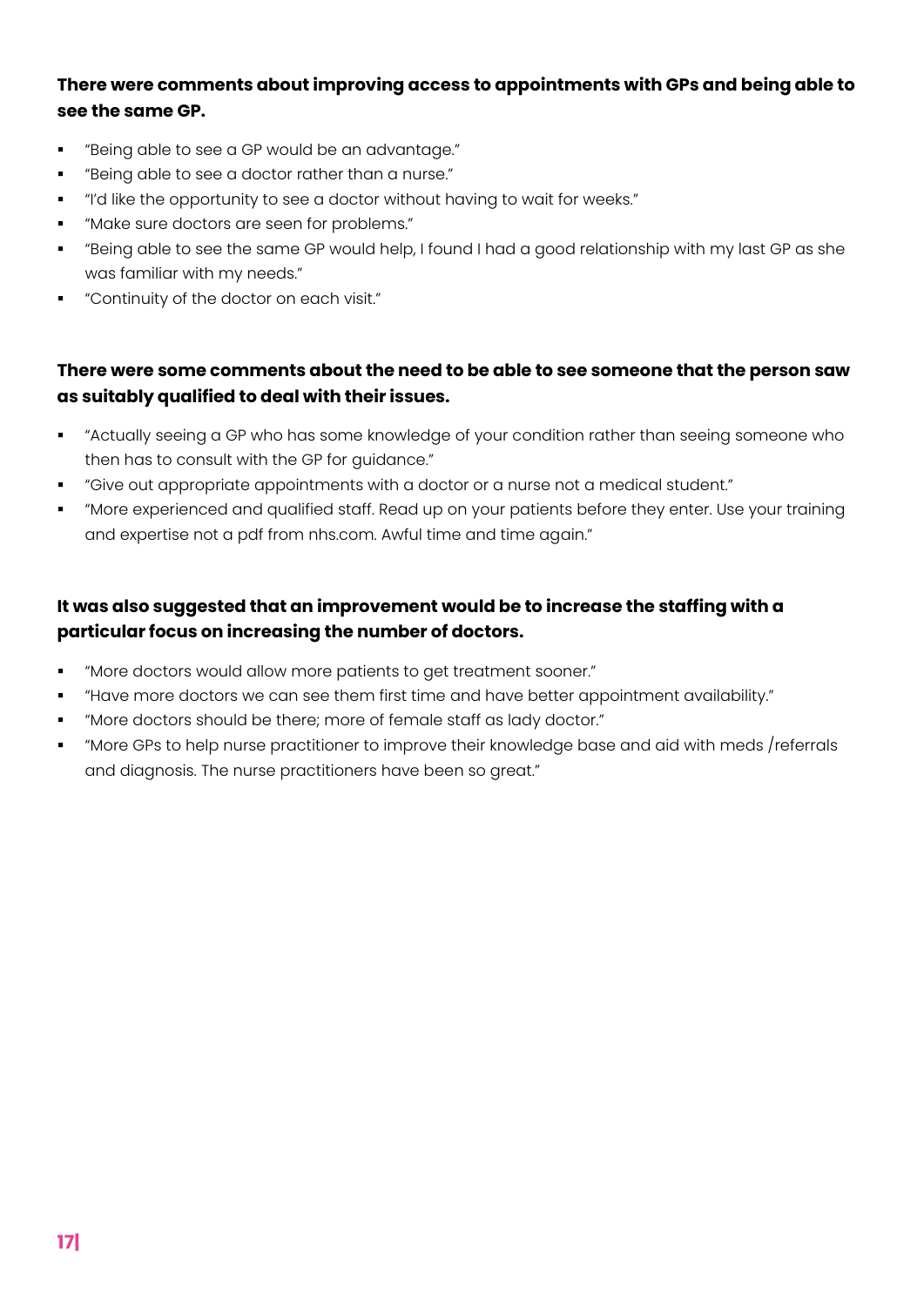**There were comments about improving access to appointments with GPs and being able to see the same GP.**

- "Being able to see a GP would be an advantage."
- "Being able to see a doctor rather than a nurse."
- "I'd like the opportunity to see a doctor without having to wait for weeks."
- "Make sure doctors are seen for problems."
- "Being able to see the same GP would help, I found I had a good relationship with my last GP as she was familiar with my needs."
- "Continuity of the doctor on each visit."

**There were some comments about the need to be able to see someone that the person saw as suitably qualified to deal with their issues.**

- "Actually seeing a GP who has some knowledge of your condition rather than seeing someone who then has to consult with the GP for guidance."
- "Give out appropriate appointments with a doctor or a nurse not a medical student."
- "More experienced and qualified staff. Read up on your patients before they enter. Use your training and expertise not a pdf from nhs.com. Awful time and time again."

**It was also suggested that an improvement would be to increase the staffing with a particular focus on increasing the number of doctors.**

- "More doctors would allow more patients to get treatment sooner."
- "Have more doctors we can see them first time and have better appointment availability."
- "More doctors should be there; more of female staff as lady doctor."
- "More GPs to help nurse practitioner to improve their knowledge base and aid with meds /referrals and diagnosis. The nurse practitioners have been so great."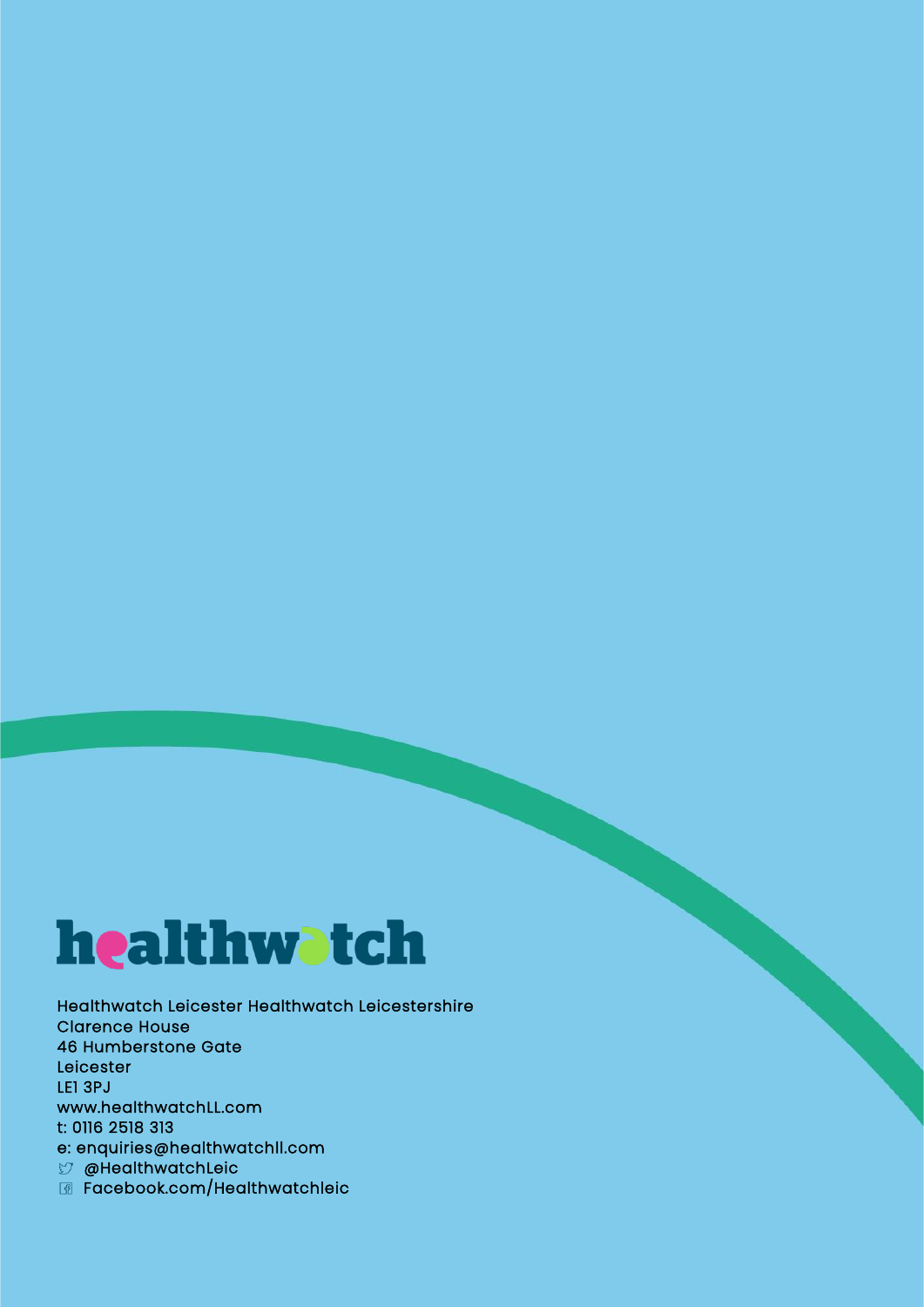healthwatch

Healthwatch Leicester Healthwatch Leicestershire
Clarence House
46 Humberstone Gate
Leicester
LE1 3PJ
www.healthwatchLL.com
t: 0116 2518 313
e: enquiries@healthwatchll.com
@HealthwatchLeic
Facebook.com/Healthwatchleic